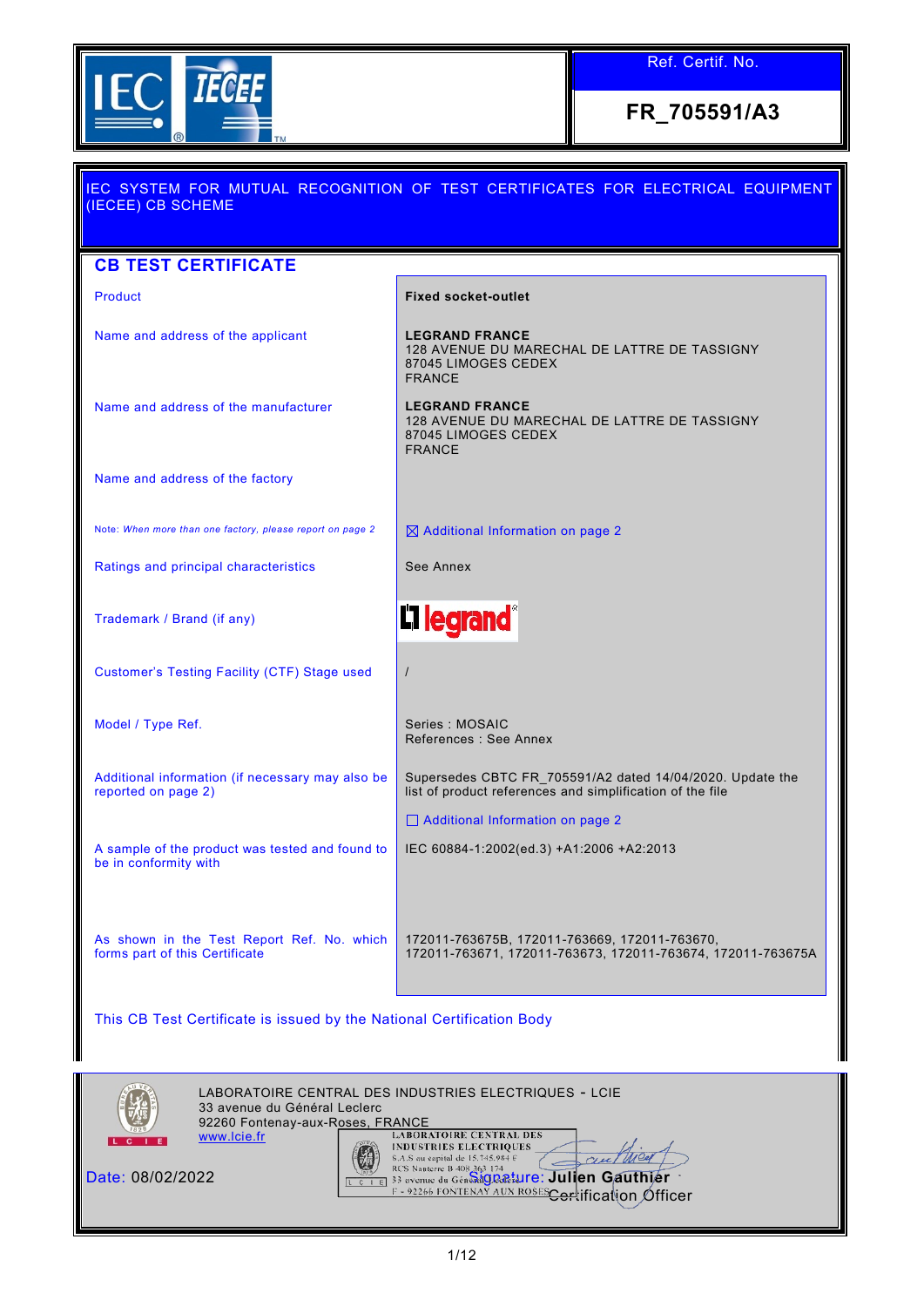IEC IECEE

| Ref. Certif. No. |
| --- |
| **FR_705591/A3** |

IEC SYSTEM FOR MUTUAL RECOGNITION OF TEST CERTIFICATES FOR ELECTRICAL EQUIPMENT (IECEE) CB SCHEME

## CB TEST CERTIFICATE

| | |
| --- | --- |
| Product | **Fixed socket-outlet** |
| Name and address of the applicant | **LEGRAND FRANCE**<br>128 AVENUE DU MARECHAL DE LATTRE DE TASSIGNY<br>87045 LIMOGES CEDEX<br>FRANCE |
| Name and address of the manufacturer | **LEGRAND FRANCE**<br>128 AVENUE DU MARECHAL DE LATTRE DE TASSIGNY<br>87045 LIMOGES CEDEX<br>FRANCE |
| Name and address of the factory | |
| Note: *When more than one factory, please report on page 2* | ☒ Additional Information on page 2 |
| Ratings and principal characteristics | See Annex |
| Trademark / Brand (if any) | legrand® |
| Customer's Testing Facility (CTF) Stage used | / |
| Model / Type Ref. | Series : MOSAIC<br>References : See Annex |
| Additional information (if necessary may also be reported on page 2) | Supersedes CBTC FR_705591/A2 dated 14/04/2020. Update the list of product references and simplification of the file<br><br>☐ Additional Information on page 2 |
| A sample of the product was tested and found to be in conformity with | IEC 60884-1:2002(ed.3) +A1:2006 +A2:2013 |
| As shown in the Test Report Ref. No. which forms part of this Certificate | 172011-763675B, 172011-763669, 172011-763670, 172011-763671, 172011-763673, 172011-763674, 172011-763675A |

This CB Test Certificate is issued by the National Certification Body

LABORATOIRE CENTRAL DES INDUSTRIES ELECTRIQUES - LCIE
33 avenue du Général Leclerc
92260 Fontenay-aux-Roses, FRANCE
www.lcie.fr

Date: 08/02/2022

Signature: Julien Gauthier
Certification Officer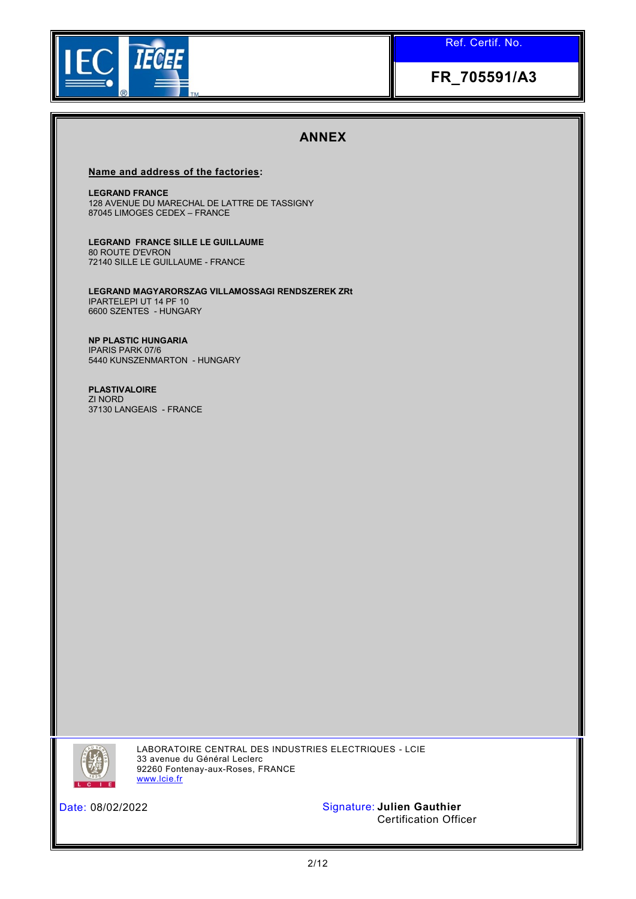Ref. Certif. No.

**FR_705591/A3**

# ANNEX

**Name and address of the factories:**

**LEGRAND FRANCE**
128 AVENUE DU MARECHAL DE LATTRE DE TASSIGNY
87045 LIMOGES CEDEX – FRANCE

**LEGRAND FRANCE SILLE LE GUILLAUME**
80 ROUTE D'EVRON
72140 SILLE LE GUILLAUME - FRANCE

**LEGRAND MAGYARORSZAG VILLAMOSSAGI RENDSZEREK ZRt**
IPARTELEPI UT 14 PF 10
6600 SZENTES - HUNGARY

**NP PLASTIC HUNGARIA**
IPARIS PARK 07/6
5440 KUNSZENMARTON - HUNGARY

**PLASTIVALOIRE**
ZI NORD
37130 LANGEAIS - FRANCE

LABORATOIRE CENTRAL DES INDUSTRIES ELECTRIQUES - LCIE
33 avenue du Général Leclerc
92260 Fontenay-aux-Roses, FRANCE
www.lcie.fr

Date: 08/02/2022

Signature: **Julien Gauthier**
Certification Officer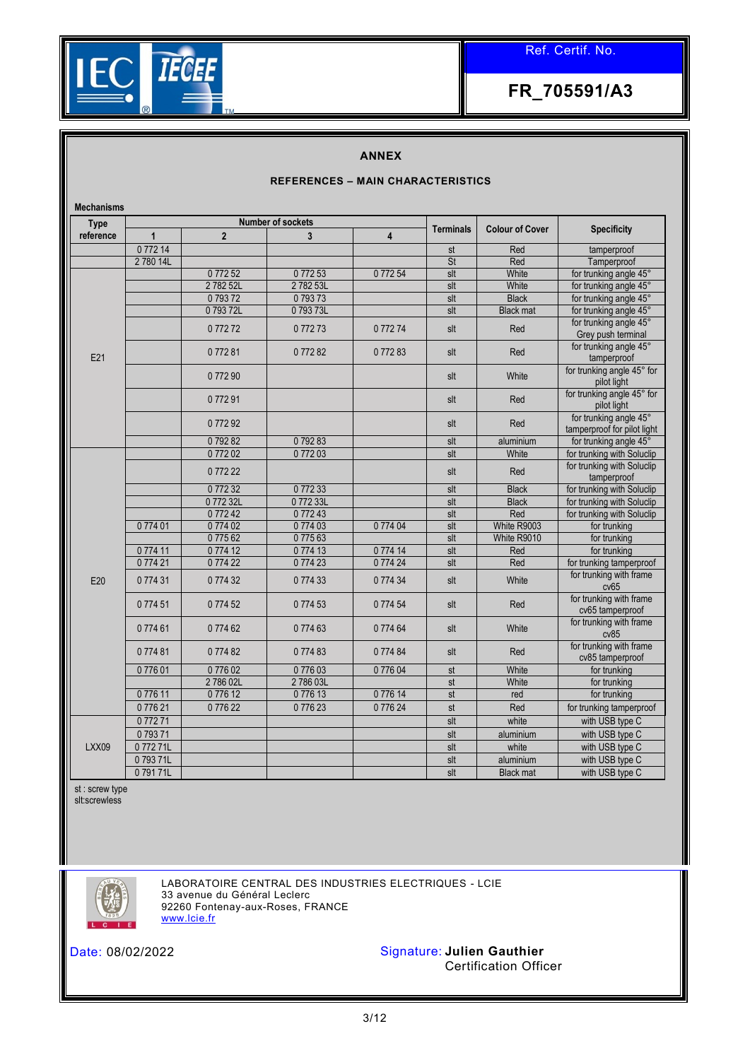Ref. Certif. No.

**FR_705591/A3**

## ANNEX

### REFERENCES – MAIN CHARACTERISTICS

**Mechanisms**

| Type reference | Number of sockets | | | | Terminals | Colour of Cover | Specificity |
|---|---|---|---|---|---|---|---|
| | 1 | 2 | 3 | 4 | | | |
| | 0 772 14 | | | | st | Red | tamperproof |
| | 2 780 14L | | | | St | Red | Tamperproof |
| E21 | | 0 772 52 | 0 772 53 | 0 772 54 | slt | White | for trunking angle 45° |
| E21 | | 2 782 52L | 2 782 53L | | slt | White | for trunking angle 45° |
| E21 | | 0 793 72 | 0 793 73 | | slt | Black | for trunking angle 45° |
| E21 | | 0 793 72L | 0 793 73L | | slt | Black mat | for trunking angle 45° |
| E21 | | 0 772 72 | 0 772 73 | 0 772 74 | slt | Red | for trunking angle 45° Grey push terminal |
| E21 | | 0 772 81 | 0 772 82 | 0 772 83 | slt | Red | for trunking angle 45° tamperproof |
| E21 | | 0 772 90 | | | slt | White | for trunking angle 45° for pilot light |
| E21 | | 0 772 91 | | | slt | Red | for trunking angle 45° for pilot light |
| E21 | | 0 772 92 | | | slt | Red | for trunking angle 45° tamperproof for pilot light |
| E21 | | 0 792 82 | 0 792 83 | | slt | aluminium | for trunking angle 45° |
| E20 | | 0 772 02 | 0 772 03 | | slt | White | for trunking with Soluclip |
| E20 | | 0 772 22 | | | slt | Red | for trunking with Soluclip tamperproof |
| E20 | | 0 772 32 | 0 772 33 | | slt | Black | for trunking with Soluclip |
| E20 | | 0 772 32L | 0 772 33L | | slt | Black | for trunking with Soluclip |
| E20 | | 0 772 42 | 0 772 43 | | slt | Red | for trunking with Soluclip |
| E20 | 0 774 01 | 0 774 02 | 0 774 03 | 0 774 04 | slt | White R9003 | for trunking |
| E20 | | 0 775 62 | 0 775 63 | | slt | White R9010 | for trunking |
| E20 | 0 774 11 | 0 774 12 | 0 774 13 | 0 774 14 | slt | Red | for trunking |
| E20 | 0 774 21 | 0 774 22 | 0 774 23 | 0 774 24 | slt | Red | for trunking tamperproof |
| E20 | 0 774 31 | 0 774 32 | 0 774 33 | 0 774 34 | slt | White | for trunking with frame cv65 |
| E20 | 0 774 51 | 0 774 52 | 0 774 53 | 0 774 54 | slt | Red | for trunking with frame cv65 tamperproof |
| E20 | 0 774 61 | 0 774 62 | 0 774 63 | 0 774 64 | slt | White | for trunking with frame cv85 |
| E20 | 0 774 81 | 0 774 82 | 0 774 83 | 0 774 84 | slt | Red | for trunking with frame cv85 tamperproof |
| E20 | 0 776 01 | 0 776 02 | 0 776 03 | 0 776 04 | st | White | for trunking |
| E20 | | 2 786 02L | 2 786 03L | | st | White | for trunking |
| E20 | 0 776 11 | 0 776 12 | 0 776 13 | 0 776 14 | st | red | for trunking |
| E20 | 0 776 21 | 0 776 22 | 0 776 23 | 0 776 24 | st | Red | for trunking tamperproof |
| LXX09 | 0 772 71 | | | | slt | white | with USB type C |
| LXX09 | 0 793 71 | | | | slt | aluminium | with USB type C |
| LXX09 | 0 772 71L | | | | slt | white | with USB type C |
| LXX09 | 0 793 71L | | | | slt | aluminium | with USB type C |
| LXX09 | 0 791 71L | | | | slt | Black mat | with USB type C |

st : screw type
slt:screwless

LABORATOIRE CENTRAL DES INDUSTRIES ELECTRIQUES - LCIE
33 avenue du Général Leclerc
92260 Fontenay-aux-Roses, FRANCE
www.lcie.fr

Date: 08/02/2022

Signature: **Julien Gauthier**
Certification Officer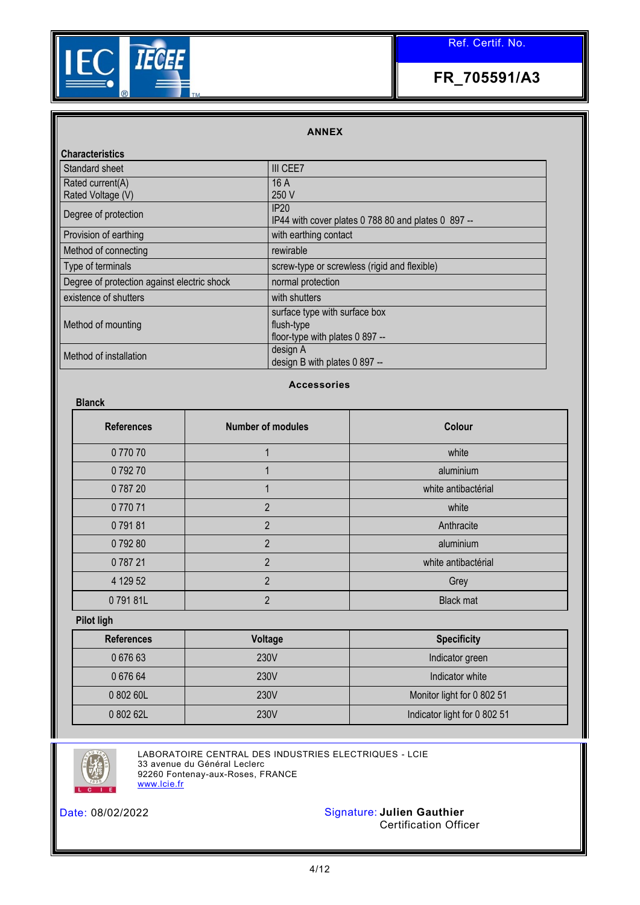Ref. Certif. No.

**FR_705591/A3**

## ANNEX

**Characteristics**

| | |
|---|---|
| Standard sheet | III CEE7 |
| Rated current(A)<br>Rated Voltage (V) | 16 A<br>250 V |
| Degree of protection | IP20<br>IP44 with cover plates 0 788 80 and plates 0 897 -- |
| Provision of earthing | with earthing contact |
| Method of connecting | rewirable |
| Type of terminals | screw-type or screwless (rigid and flexible) |
| Degree of protection against electric shock | normal protection |
| existence of shutters | with shutters |
| Method of mounting | surface type with surface box<br>flush-type<br>floor-type with plates 0 897 -- |
| Method of installation | design A<br>design B with plates 0 897 -- |

### Accessories

**Blanck**

| References | Number of modules | Colour |
|---|---|---|
| 0 770 70 | 1 | white |
| 0 792 70 | 1 | aluminium |
| 0 787 20 | 1 | white antibactérial |
| 0 770 71 | 2 | white |
| 0 791 81 | 2 | Anthracite |
| 0 792 80 | 2 | aluminium |
| 0 787 21 | 2 | white antibactérial |
| 4 129 52 | 2 | Grey |
| 0 791 81L | 2 | Black mat |

**Pilot ligh**

| References | Voltage | Specificity |
|---|---|---|
| 0 676 63 | 230V | Indicator green |
| 0 676 64 | 230V | Indicator white |
| 0 802 60L | 230V | Monitor light for 0 802 51 |
| 0 802 62L | 230V | Indicator light for 0 802 51 |

LABORATOIRE CENTRAL DES INDUSTRIES ELECTRIQUES - LCIE
33 avenue du Général Leclerc
92260 Fontenay-aux-Roses, FRANCE
www.lcie.fr

Date: 08/02/2022

Signature: **Julien Gauthier**
Certification Officer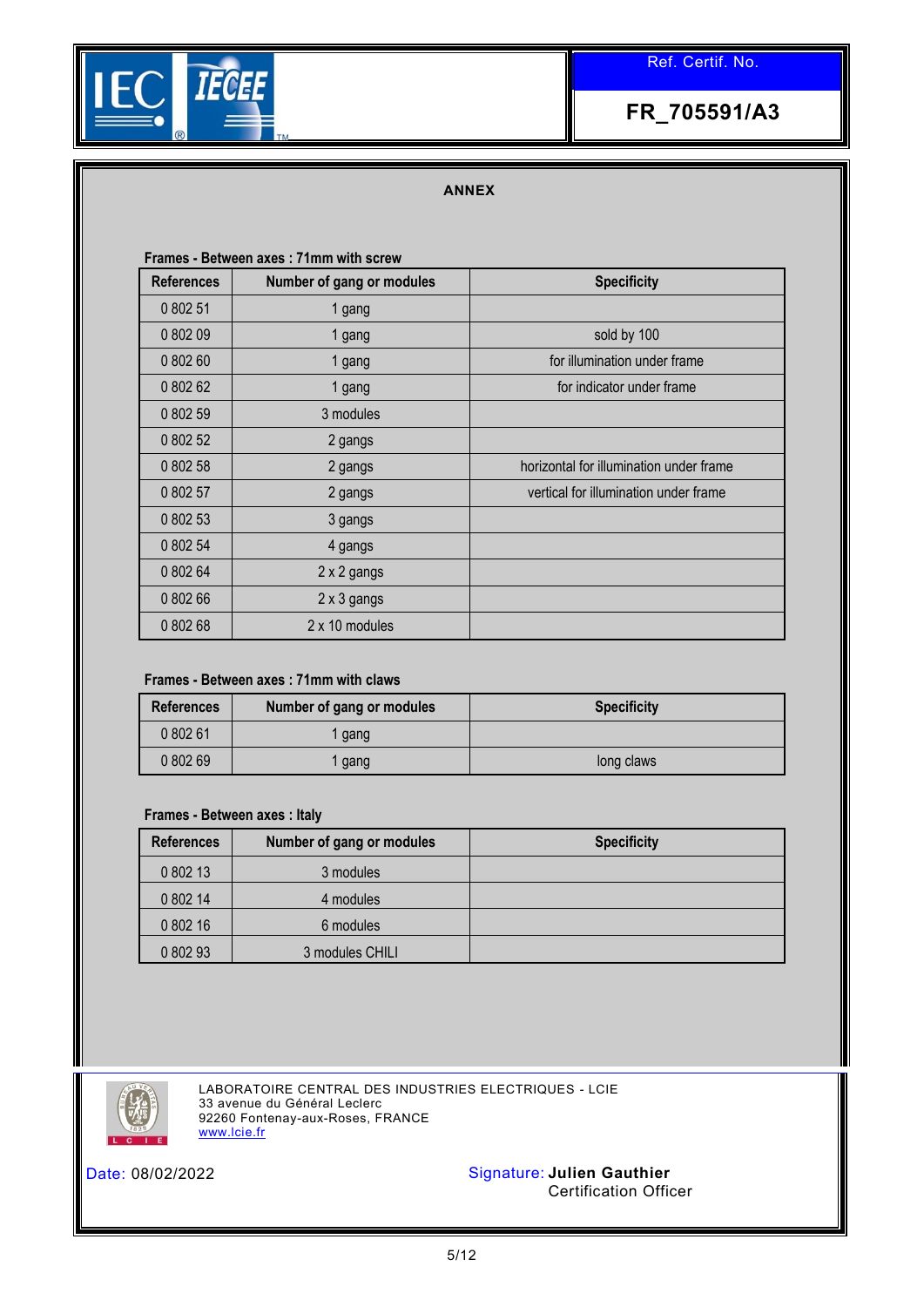Ref. Certif. No.

**FR_705591/A3**

## ANNEX

**Frames - Between axes : 71mm with screw**

| References | Number of gang or modules | Specificity |
|---|---|---|
| 0 802 51 | 1 gang | |
| 0 802 09 | 1 gang | sold by 100 |
| 0 802 60 | 1 gang | for illumination under frame |
| 0 802 62 | 1 gang | for indicator under frame |
| 0 802 59 | 3 modules | |
| 0 802 52 | 2 gangs | |
| 0 802 58 | 2 gangs | horizontal for illumination under frame |
| 0 802 57 | 2 gangs | vertical for illumination under frame |
| 0 802 53 | 3 gangs | |
| 0 802 54 | 4 gangs | |
| 0 802 64 | 2 x 2 gangs | |
| 0 802 66 | 2 x 3 gangs | |
| 0 802 68 | 2 x 10 modules | |

**Frames - Between axes : 71mm with claws**

| References | Number of gang or modules | Specificity |
|---|---|---|
| 0 802 61 | 1 gang | |
| 0 802 69 | 1 gang | long claws |

**Frames - Between axes : Italy**

| References | Number of gang or modules | Specificity |
|---|---|---|
| 0 802 13 | 3 modules | |
| 0 802 14 | 4 modules | |
| 0 802 16 | 6 modules | |
| 0 802 93 | 3 modules CHILI | |

LABORATOIRE CENTRAL DES INDUSTRIES ELECTRIQUES - LCIE
33 avenue du Général Leclerc
92260 Fontenay-aux-Roses, FRANCE
www.lcie.fr

Date: 08/02/2022

Signature: **Julien Gauthier**
Certification Officer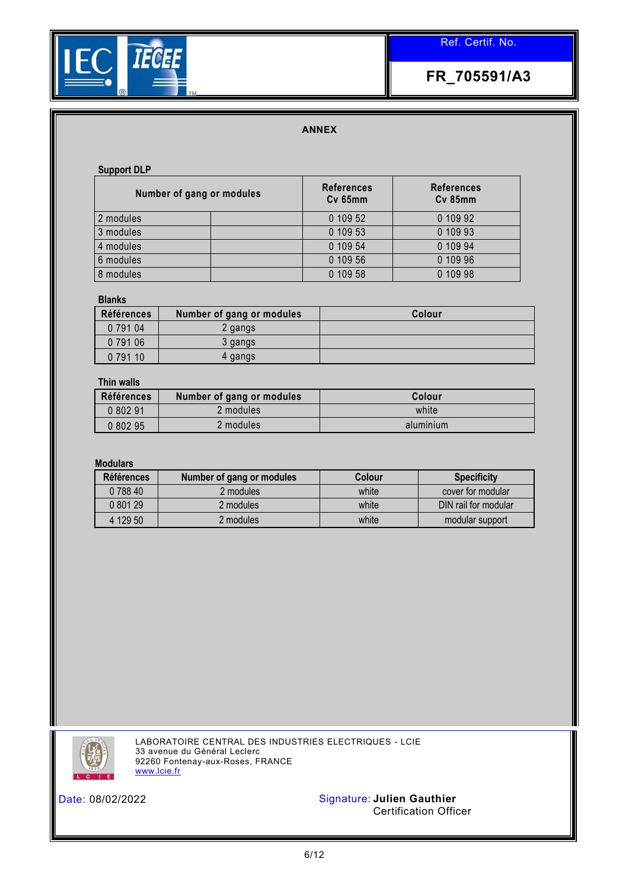Ref. Certif. No.

**FR_705591/A3**

## ANNEX

### Support DLP

| Number of gang or modules | | References Cv 65mm | References Cv 85mm |
|---|---|---|---|
| 2 modules | | 0 109 52 | 0 109 92 |
| 3 modules | | 0 109 53 | 0 109 93 |
| 4 modules | | 0 109 54 | 0 109 94 |
| 6 modules | | 0 109 56 | 0 109 96 |
| 8 modules | | 0 109 58 | 0 109 98 |

### Blanks

| Références | Number of gang or modules | Colour |
|---|---|---|
| 0 791 04 | 2 gangs | |
| 0 791 06 | 3 gangs | |
| 0 791 10 | 4 gangs | |

### Thin walls

| Références | Number of gang or modules | Colour |
|---|---|---|
| 0 802 91 | 2 modules | white |
| 0 802 95 | 2 modules | aluminium |

### Modulars

| Références | Number of gang or modules | Colour | Specificity |
|---|---|---|---|
| 0 788 40 | 2 modules | white | cover for modular |
| 0 801 29 | 2 modules | white | DIN rail for modular |
| 4 129 50 | 2 modules | white | modular support |

LABORATOIRE CENTRAL DES INDUSTRIES ELECTRIQUES - LCIE
33 avenue du Général Leclerc
92260 Fontenay-aux-Roses, FRANCE
www.lcie.fr

Date: 08/02/2022

Signature: **Julien Gauthier**
Certification Officer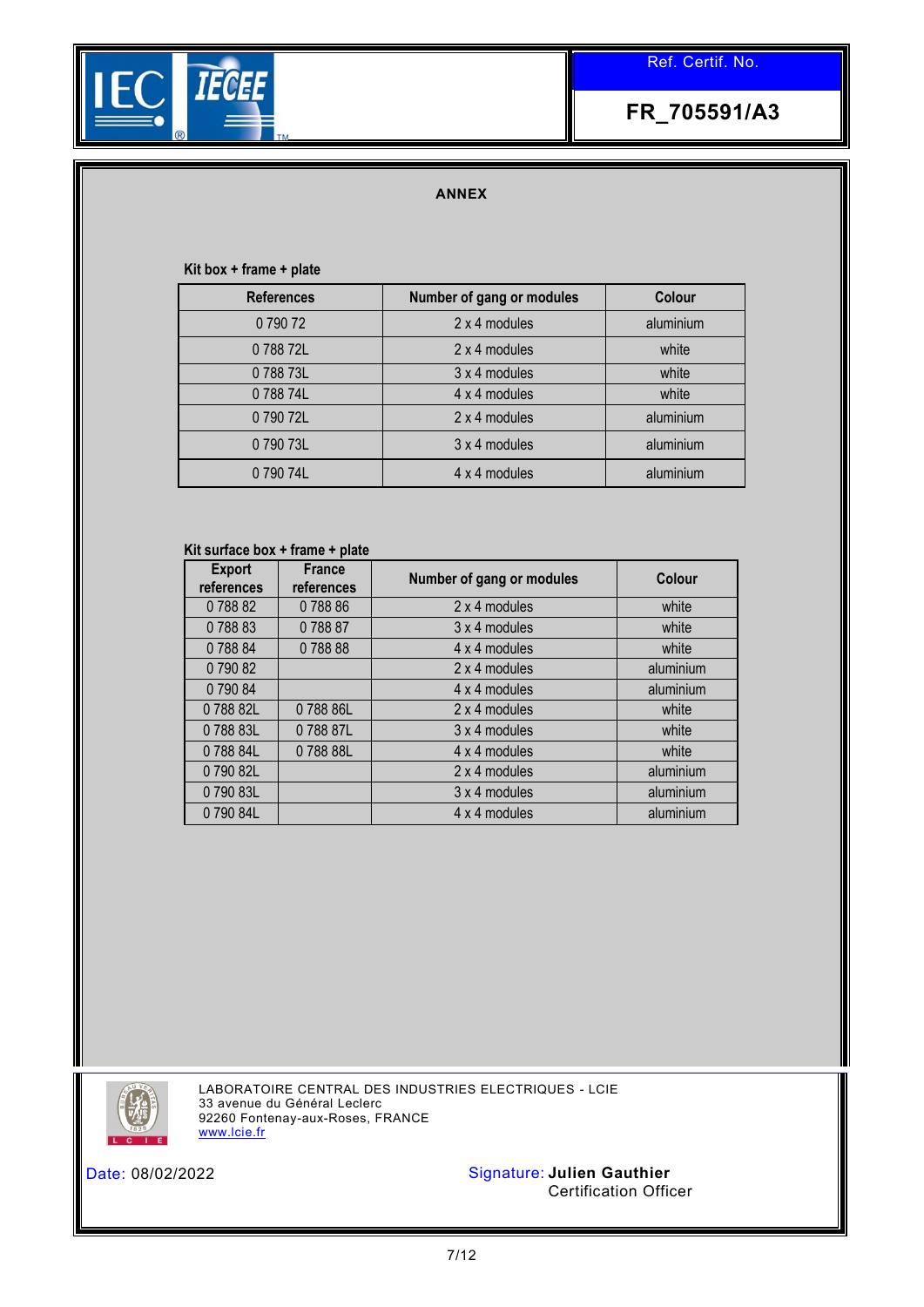Ref. Certif. No.

**FR_705591/A3**

## ANNEX

**Kit box + frame + plate**

| References | Number of gang or modules | Colour |
|---|---|---|
| 0 790 72 | 2 x 4 modules | aluminium |
| 0 788 72L | 2 x 4 modules | white |
| 0 788 73L | 3 x 4 modules | white |
| 0 788 74L | 4 x 4 modules | white |
| 0 790 72L | 2 x 4 modules | aluminium |
| 0 790 73L | 3 x 4 modules | aluminium |
| 0 790 74L | 4 x 4 modules | aluminium |

**Kit surface box + frame + plate**

| Export references | France references | Number of gang or modules | Colour |
|---|---|---|---|
| 0 788 82 | 0 788 86 | 2 x 4 modules | white |
| 0 788 83 | 0 788 87 | 3 x 4 modules | white |
| 0 788 84 | 0 788 88 | 4 x 4 modules | white |
| 0 790 82 | | 2 x 4 modules | aluminium |
| 0 790 84 | | 4 x 4 modules | aluminium |
| 0 788 82L | 0 788 86L | 2 x 4 modules | white |
| 0 788 83L | 0 788 87L | 3 x 4 modules | white |
| 0 788 84L | 0 788 88L | 4 x 4 modules | white |
| 0 790 82L | | 2 x 4 modules | aluminium |
| 0 790 83L | | 3 x 4 modules | aluminium |
| 0 790 84L | | 4 x 4 modules | aluminium |

LABORATOIRE CENTRAL DES INDUSTRIES ELECTRIQUES - LCIE
33 avenue du Général Leclerc
92260 Fontenay-aux-Roses, FRANCE
www.lcie.fr

Date: 08/02/2022

Signature: **Julien Gauthier**
Certification Officer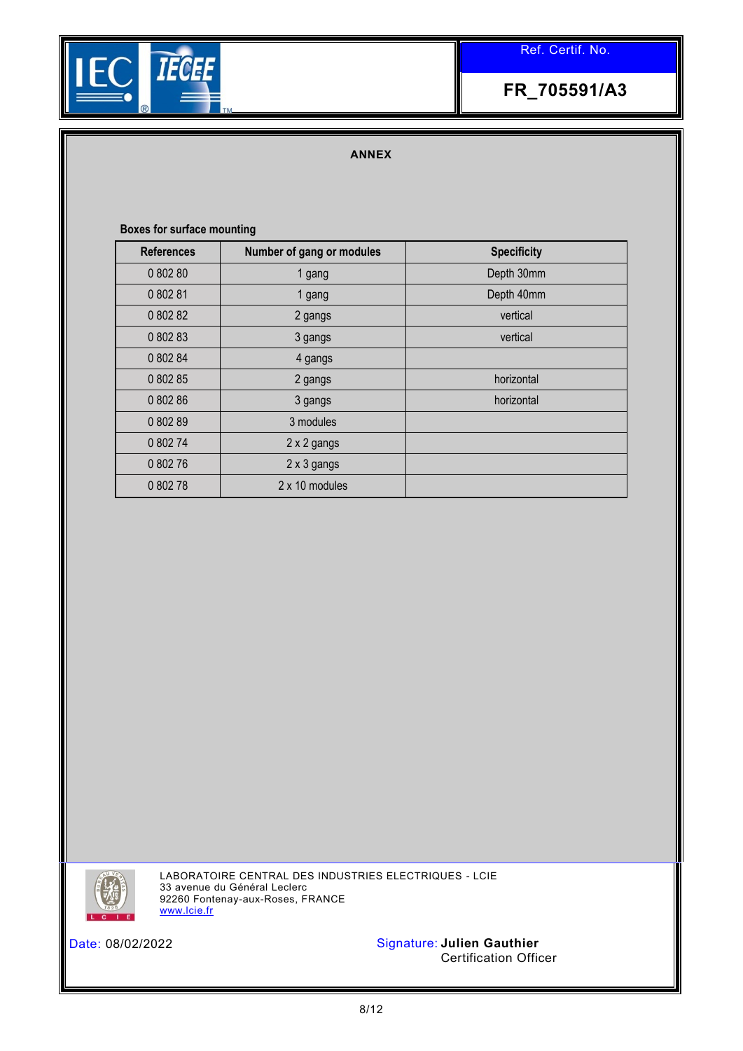Ref. Certif. No.

**FR_705591/A3**

## ANNEX

**Boxes for surface mounting**

| References | Number of gang or modules | Specificity |
|---|---|---|
| 0 802 80 | 1 gang | Depth 30mm |
| 0 802 81 | 1 gang | Depth 40mm |
| 0 802 82 | 2 gangs | vertical |
| 0 802 83 | 3 gangs | vertical |
| 0 802 84 | 4 gangs | |
| 0 802 85 | 2 gangs | horizontal |
| 0 802 86 | 3 gangs | horizontal |
| 0 802 89 | 3 modules | |
| 0 802 74 | 2 x 2 gangs | |
| 0 802 76 | 2 x 3 gangs | |
| 0 802 78 | 2 x 10 modules | |

LABORATOIRE CENTRAL DES INDUSTRIES ELECTRIQUES - LCIE
33 avenue du Général Leclerc
92260 Fontenay-aux-Roses, FRANCE
www.lcie.fr

Date: 08/02/2022

Signature: **Julien Gauthier**
Certification Officer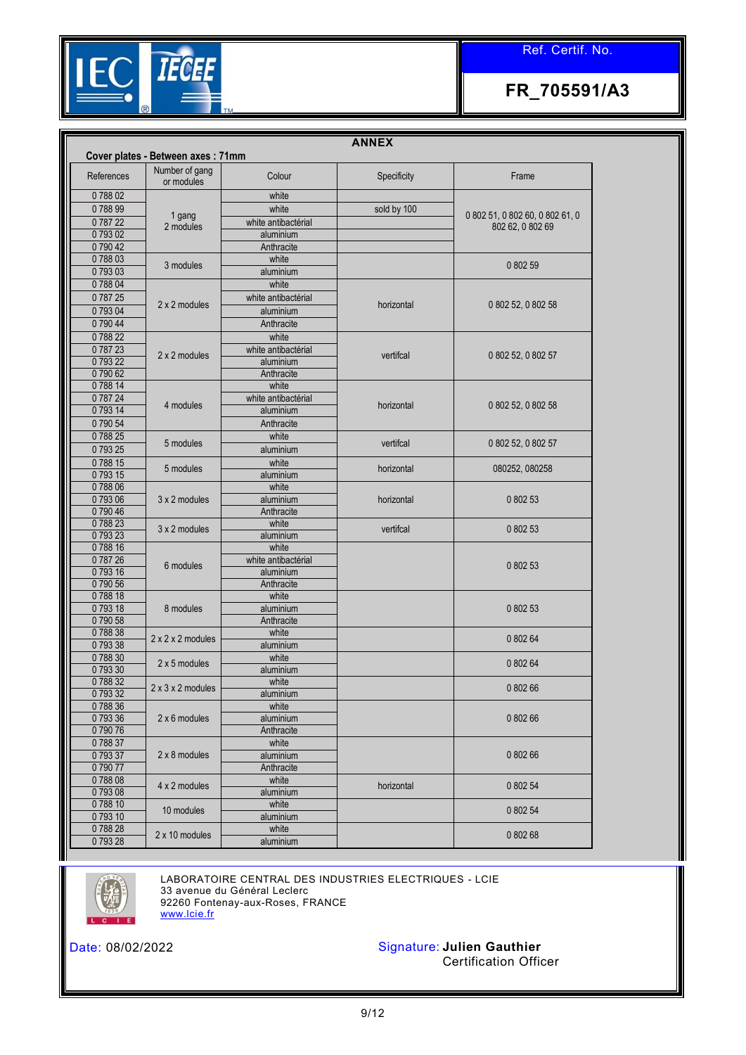Ref. Certif. No.

**FR_705591/A3**

## ANNEX

**Cover plates - Between axes : 71mm**

| References | Number of gang or modules | Colour | Specificity | Frame |
|---|---|---|---|---|
| 0 788 02 | 1 gang 2 modules | white | | 0 802 51, 0 802 60, 0 802 61, 0 802 62, 0 802 69 |
| 0 788 99 | | white | sold by 100 | |
| 0 787 22 | | white antibactérial | | |
| 0 793 02 | | aluminium | | |
| 0 790 42 | | Anthracite | | |
| 0 788 03 | 3 modules | white | | 0 802 59 |
| 0 793 03 | | aluminium | | |
| 0 788 04 | 2 x 2 modules | white | horizontal | 0 802 52, 0 802 58 |
| 0 787 25 | | white antibactérial | | |
| 0 793 04 | | aluminium | | |
| 0 790 44 | | Anthracite | | |
| 0 788 22 | 2 x 2 modules | white | vertifcal | 0 802 52, 0 802 57 |
| 0 787 23 | | white antibactérial | | |
| 0 793 22 | | aluminium | | |
| 0 790 62 | | Anthracite | | |
| 0 788 14 | 4 modules | white | horizontal | 0 802 52, 0 802 58 |
| 0 787 24 | | white antibactérial | | |
| 0 793 14 | | aluminium | | |
| 0 790 54 | | Anthracite | | |
| 0 788 25 | 5 modules | white | vertifcal | 0 802 52, 0 802 57 |
| 0 793 25 | | aluminium | | |
| 0 788 15 | 5 modules | white | horizontal | 080252, 080258 |
| 0 793 15 | | aluminium | | |
| 0 788 06 | 3 x 2 modules | white | horizontal | 0 802 53 |
| 0 793 06 | | aluminium | | |
| 0 790 46 | | Anthracite | | |
| 0 788 23 | 3 x 2 modules | white | vertifcal | 0 802 53 |
| 0 793 23 | | aluminium | | |
| 0 788 16 | 6 modules | white | | 0 802 53 |
| 0 787 26 | | white antibactérial | | |
| 0 793 16 | | aluminium | | |
| 0 790 56 | | Anthracite | | |
| 0 788 18 | 8 modules | white | | 0 802 53 |
| 0 793 18 | | aluminium | | |
| 0 790 58 | | Anthracite | | |
| 0 788 38 | 2 x 2 x 2 modules | white | | 0 802 64 |
| 0 793 38 | | aluminium | | |
| 0 788 30 | 2 x 5 modules | white | | 0 802 64 |
| 0 793 30 | | aluminium | | |
| 0 788 32 | 2 x 3 x 2 modules | white | | 0 802 66 |
| 0 793 32 | | aluminium | | |
| 0 788 36 | 2 x 6 modules | white | | 0 802 66 |
| 0 793 36 | | aluminium | | |
| 0 790 76 | | Anthracite | | |
| 0 788 37 | 2 x 8 modules | white | | 0 802 66 |
| 0 793 37 | | aluminium | | |
| 0 790 77 | | Anthracite | | |
| 0 788 08 | 4 x 2 modules | white | horizontal | 0 802 54 |
| 0 793 08 | | aluminium | | |
| 0 788 10 | 10 modules | white | | 0 802 54 |
| 0 793 10 | | aluminium | | |
| 0 788 28 | 2 x 10 modules | white | | 0 802 68 |
| 0 793 28 | | aluminium | | |

LABORATOIRE CENTRAL DES INDUSTRIES ELECTRIQUES - LCIE
33 avenue du Général Leclerc
92260 Fontenay-aux-Roses, FRANCE
www.lcie.fr

Date: 08/02/2022

Signature: **Julien Gauthier**
Certification Officer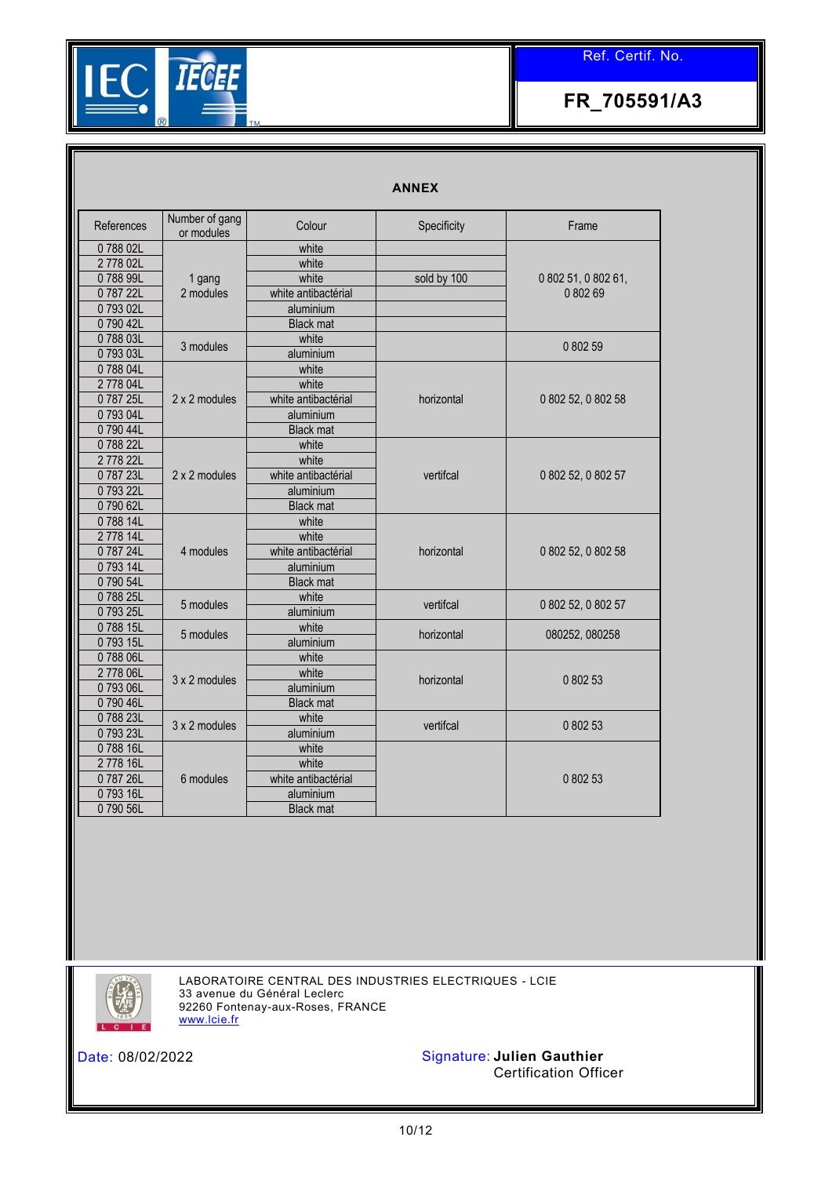Ref. Certif. No.

**FR_705591/A3**

## ANNEX

| References | Number of gang or modules | Colour | Specificity | Frame |
|---|---|---|---|---|
| 0 788 02L | 1 gang 2 modules | white | | 0 802 51, 0 802 61, 0 802 69 |
| 2 778 02L | | white | | |
| 0 788 99L | | white | sold by 100 | |
| 0 787 22L | | white antibactérial | | |
| 0 793 02L | | aluminium | | |
| 0 790 42L | | Black mat | | |
| 0 788 03L | 3 modules | white | | 0 802 59 |
| 0 793 03L | | aluminium | | |
| 0 788 04L | 2 x 2 modules | white | horizontal | 0 802 52, 0 802 58 |
| 2 778 04L | | white | | |
| 0 787 25L | | white antibactérial | | |
| 0 793 04L | | aluminium | | |
| 0 790 44L | | Black mat | | |
| 0 788 22L | 2 x 2 modules | white | vertifcal | 0 802 52, 0 802 57 |
| 2 778 22L | | white | | |
| 0 787 23L | | white antibactérial | | |
| 0 793 22L | | aluminium | | |
| 0 790 62L | | Black mat | | |
| 0 788 14L | 4 modules | white | horizontal | 0 802 52, 0 802 58 |
| 2 778 14L | | white | | |
| 0 787 24L | | white antibactérial | | |
| 0 793 14L | | aluminium | | |
| 0 790 54L | | Black mat | | |
| 0 788 25L | 5 modules | white | vertifcal | 0 802 52, 0 802 57 |
| 0 793 25L | | aluminium | | |
| 0 788 15L | 5 modules | white | horizontal | 080252, 080258 |
| 0 793 15L | | aluminium | | |
| 0 788 06L | 3 x 2 modules | white | horizontal | 0 802 53 |
| 2 778 06L | | white | | |
| 0 793 06L | | aluminium | | |
| 0 790 46L | | Black mat | | |
| 0 788 23L | 3 x 2 modules | white | vertifcal | 0 802 53 |
| 0 793 23L | | aluminium | | |
| 0 788 16L | 6 modules | white | | 0 802 53 |
| 2 778 16L | | white | | |
| 0 787 26L | | white antibactérial | | |
| 0 793 16L | | aluminium | | |
| 0 790 56L | | Black mat | | |

LABORATOIRE CENTRAL DES INDUSTRIES ELECTRIQUES - LCIE
33 avenue du Général Leclerc
92260 Fontenay-aux-Roses, FRANCE
www.lcie.fr

Date: 08/02/2022

Signature: **Julien Gauthier**
Certification Officer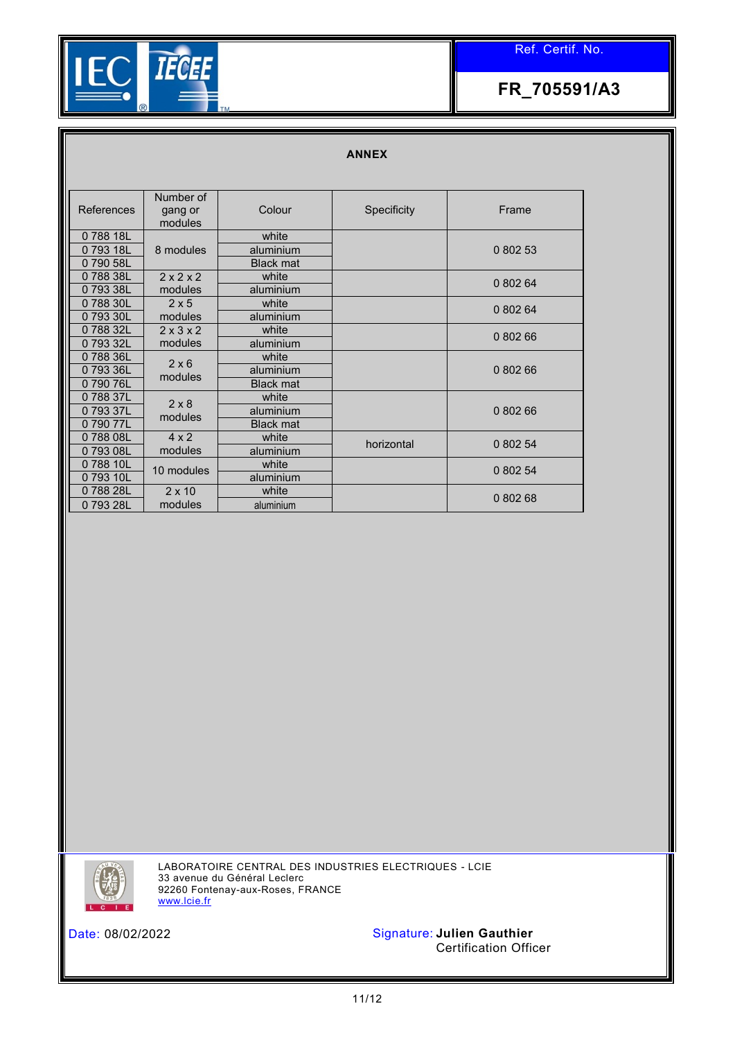Ref. Certif. No.

**FR_705591/A3**

## ANNEX

| References | Number of gang or modules | Colour | Specificity | Frame |
|---|---|---|---|---|
| 0 788 18L | 8 modules | white | | 0 802 53 |
| 0 793 18L | | aluminium | | |
| 0 790 58L | | Black mat | | |
| 0 788 38L | 2 x 2 x 2 modules | white | | 0 802 64 |
| 0 793 38L | | aluminium | | |
| 0 788 30L | 2 x 5 modules | white | | 0 802 64 |
| 0 793 30L | | aluminium | | |
| 0 788 32L | 2 x 3 x 2 modules | white | | 0 802 66 |
| 0 793 32L | | aluminium | | |
| 0 788 36L | 2 x 6 modules | white | | 0 802 66 |
| 0 793 36L | | aluminium | | |
| 0 790 76L | | Black mat | | |
| 0 788 37L | 2 x 8 modules | white | | 0 802 66 |
| 0 793 37L | | aluminium | | |
| 0 790 77L | | Black mat | | |
| 0 788 08L | 4 x 2 modules | white | horizontal | 0 802 54 |
| 0 793 08L | | aluminium | | |
| 0 788 10L | 10 modules | white | | 0 802 54 |
| 0 793 10L | | aluminium | | |
| 0 788 28L | 2 x 10 modules | white | | 0 802 68 |
| 0 793 28L | | aluminium | | |

LABORATOIRE CENTRAL DES INDUSTRIES ELECTRIQUES - LCIE
33 avenue du Général Leclerc
92260 Fontenay-aux-Roses, FRANCE
www.lcie.fr

Date: 08/02/2022

Signature: **Julien Gauthier**
Certification Officer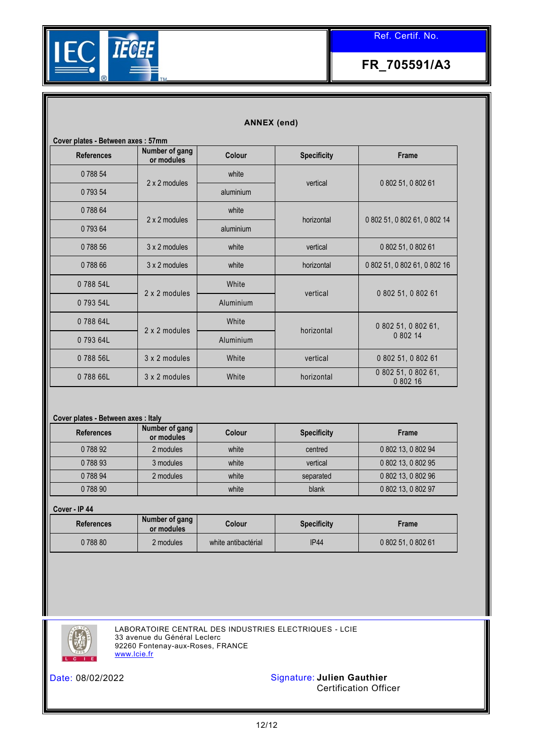Ref. Certif. No.

**FR_705591/A3**

## ANNEX (end)

**Cover plates - Between axes : 57mm**

| References | Number of gang or modules | Colour | Specificity | Frame |
|---|---|---|---|---|
| 0 788 54 | 2 x 2 modules | white | vertical | 0 802 51, 0 802 61 |
| 0 793 54 | | aluminium | | |
| 0 788 64 | 2 x 2 modules | white | horizontal | 0 802 51, 0 802 61, 0 802 14 |
| 0 793 64 | | aluminium | | |
| 0 788 56 | 3 x 2 modules | white | vertical | 0 802 51, 0 802 61 |
| 0 788 66 | 3 x 2 modules | white | horizontal | 0 802 51, 0 802 61, 0 802 16 |
| 0 788 54L | 2 x 2 modules | White | vertical | 0 802 51, 0 802 61 |
| 0 793 54L | | Aluminium | | |
| 0 788 64L | 2 x 2 modules | White | horizontal | 0 802 51, 0 802 61, 0 802 14 |
| 0 793 64L | | Aluminium | | |
| 0 788 56L | 3 x 2 modules | White | vertical | 0 802 51, 0 802 61 |
| 0 788 66L | 3 x 2 modules | White | horizontal | 0 802 51, 0 802 61, 0 802 16 |

**Cover plates - Between axes : Italy**

| References | Number of gang or modules | Colour | Specificity | Frame |
|---|---|---|---|---|
| 0 788 92 | 2 modules | white | centred | 0 802 13, 0 802 94 |
| 0 788 93 | 3 modules | white | vertical | 0 802 13, 0 802 95 |
| 0 788 94 | 2 modules | white | separated | 0 802 13, 0 802 96 |
| 0 788 90 | | white | blank | 0 802 13, 0 802 97 |

**Cover - IP 44**

| References | Number of gang or modules | Colour | Specificity | Frame |
|---|---|---|---|---|
| 0 788 80 | 2 modules | white antibactérial | IP44 | 0 802 51, 0 802 61 |

LABORATOIRE CENTRAL DES INDUSTRIES ELECTRIQUES - LCIE
33 avenue du Général Leclerc
92260 Fontenay-aux-Roses, FRANCE
www.lcie.fr

Date: 08/02/2022

Signature: **Julien Gauthier**
Certification Officer